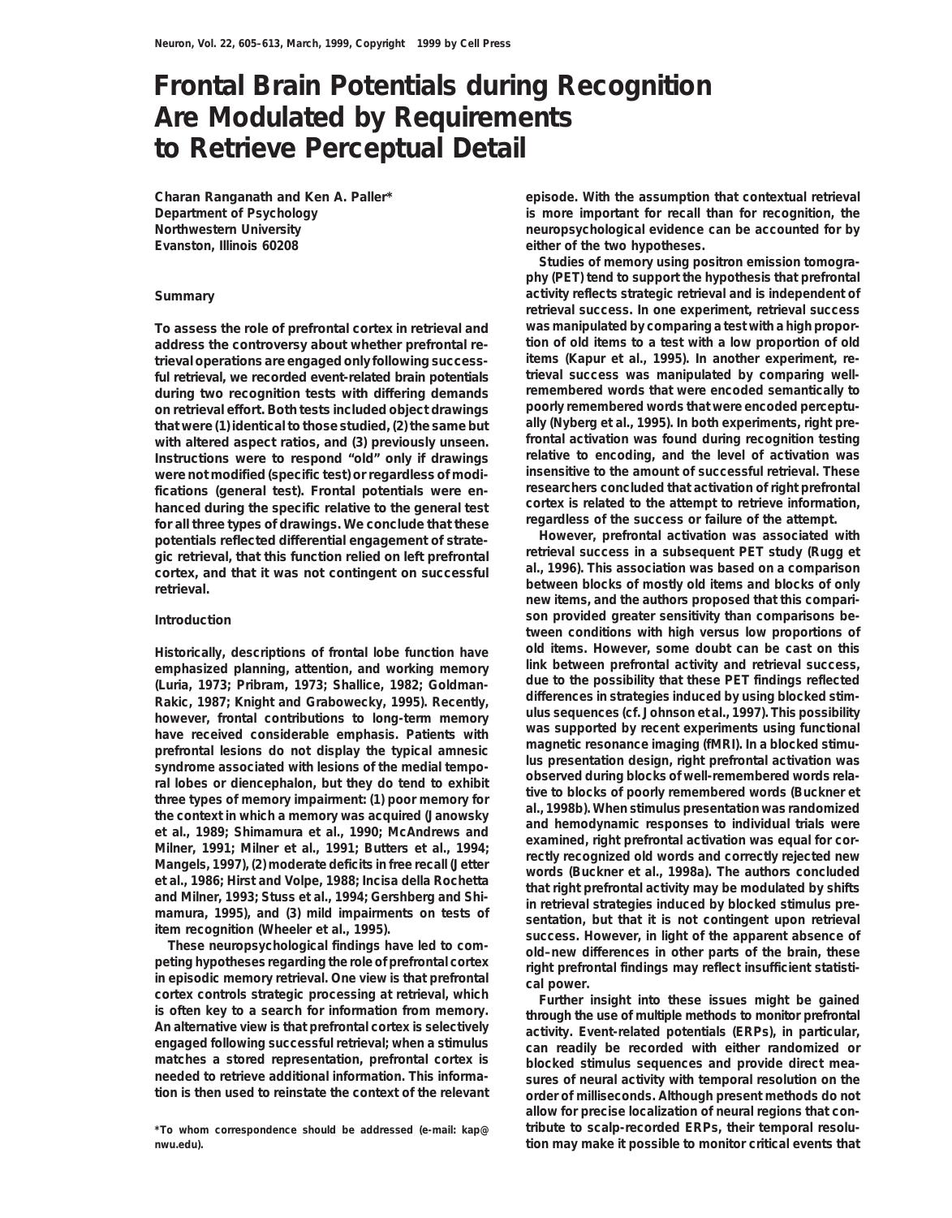# Frontal Brain Potentials during Recognition Are Modulated by Requirements to Retrieve Perceptual Detail

**Charan Ranganath and Ken A. Paller***
Department of Psychology
Northwestern University
Evanston, Illinois 60208

## Summary

To assess the role of prefrontal cortex in retrieval and address the controversy about whether prefrontal retrieval operations are engaged only following successful retrieval, we recorded event-related brain potentials during two recognition tests with differing demands on retrieval effort. Both tests included object drawings that were (1) identical to those studied, (2) the same but with altered aspect ratios, and (3) previously unseen. Instructions were to respond "old" only if drawings were not modified (specific test) or regardless of modifications (general test). Frontal potentials were enhanced during the specific relative to the general test for all three types of drawings. We conclude that these potentials reflected differential engagement of strategic retrieval, that this function relied on left prefrontal cortex, and that it was not contingent on successful retrieval.

## Introduction

Historically, descriptions of frontal lobe function have emphasized planning, attention, and working memory (Luria, 1973; Pribram, 1973; Shallice, 1982; Goldman-Rakic, 1987; Knight and Grabowecky, 1995). Recently, however, frontal contributions to long-term memory have received considerable emphasis. Patients with prefrontal lesions do not display the typical amnesic syndrome associated with lesions of the medial temporal lobes or diencephalon, but they do tend to exhibit three types of memory impairment: (1) poor memory for the context in which a memory was acquired (Janowsky et al., 1989; Shimamura et al., 1990; McAndrews and Milner, 1991; Milner et al., 1991; Butters et al., 1994; Mangels, 1997), (2) moderate deficits in free recall (Jetter et al., 1986; Hirst and Volpe, 1988; Incisa della Rochetta and Milner, 1993; Stuss et al., 1994; Gershberg and Shimamura, 1995), and (3) mild impairments on tests of item recognition (Wheeler et al., 1995).

These neuropsychological findings have led to competing hypotheses regarding the role of prefrontal cortex in episodic memory retrieval. One view is that prefrontal cortex controls strategic processing at retrieval, which is often key to a search for information from memory. An alternative view is that prefrontal cortex is selectively engaged following successful retrieval; when a stimulus matches a stored representation, prefrontal cortex is needed to retrieve additional information. This information is then used to reinstate the context of the relevant episode. With the assumption that contextual retrieval is more important for recall than for recognition, the neuropsychological evidence can be accounted for by either of the two hypotheses.

Studies of memory using positron emission tomography (PET) tend to support the hypothesis that prefrontal activity reflects strategic retrieval and is independent of retrieval success. In one experiment, retrieval success was manipulated by comparing a test with a high proportion of old items to a test with a low proportion of old items (Kapur et al., 1995). In another experiment, retrieval success was manipulated by comparing well-remembered words that were encoded semantically to poorly remembered words that were encoded perceptually (Nyberg et al., 1995). In both experiments, right prefrontal activation was found during recognition testing relative to encoding, and the level of activation was insensitive to the amount of successful retrieval. These researchers concluded that activation of right prefrontal cortex is related to the attempt to retrieve information, regardless of the success or failure of the attempt.

However, prefrontal activation was associated with retrieval success in a subsequent PET study (Rugg et al., 1996). This association was based on a comparison between blocks of mostly old items and blocks of only new items, and the authors proposed that this comparison provided greater sensitivity than comparisons between conditions with high versus low proportions of old items. However, some doubt can be cast on this link between prefrontal activity and retrieval success, due to the possibility that these PET findings reflected differences in strategies induced by using blocked stimulus sequences (cf. Johnson et al., 1997). This possibility was supported by recent experiments using functional magnetic resonance imaging (fMRI). In a blocked stimulus presentation design, right prefrontal activation was observed during blocks of well-remembered words relative to blocks of poorly remembered words (Buckner et al., 1998b). When stimulus presentation was randomized and hemodynamic responses to individual trials were examined, right prefrontal activation was equal for correctly recognized old words and correctly rejected new words (Buckner et al., 1998a). The authors concluded that right prefrontal activity may be modulated by shifts in retrieval strategies induced by blocked stimulus presentation, but that it is not contingent upon retrieval success. However, in light of the apparent absence of old–new differences in other parts of the brain, these right prefrontal findings may reflect insufficient statistical power.

Further insight into these issues might be gained through the use of multiple methods to monitor prefrontal activity. Event-related potentials (ERPs), in particular, can readily be recorded with either randomized or blocked stimulus sequences and provide direct measures of neural activity with temporal resolution on the order of milliseconds. Although present methods do not allow for precise localization of neural regions that contribute to scalp-recorded ERPs, their temporal resolution may make it possible to monitor critical events that

*To whom correspondence should be addressed (e-mail: kap@nwu.edu).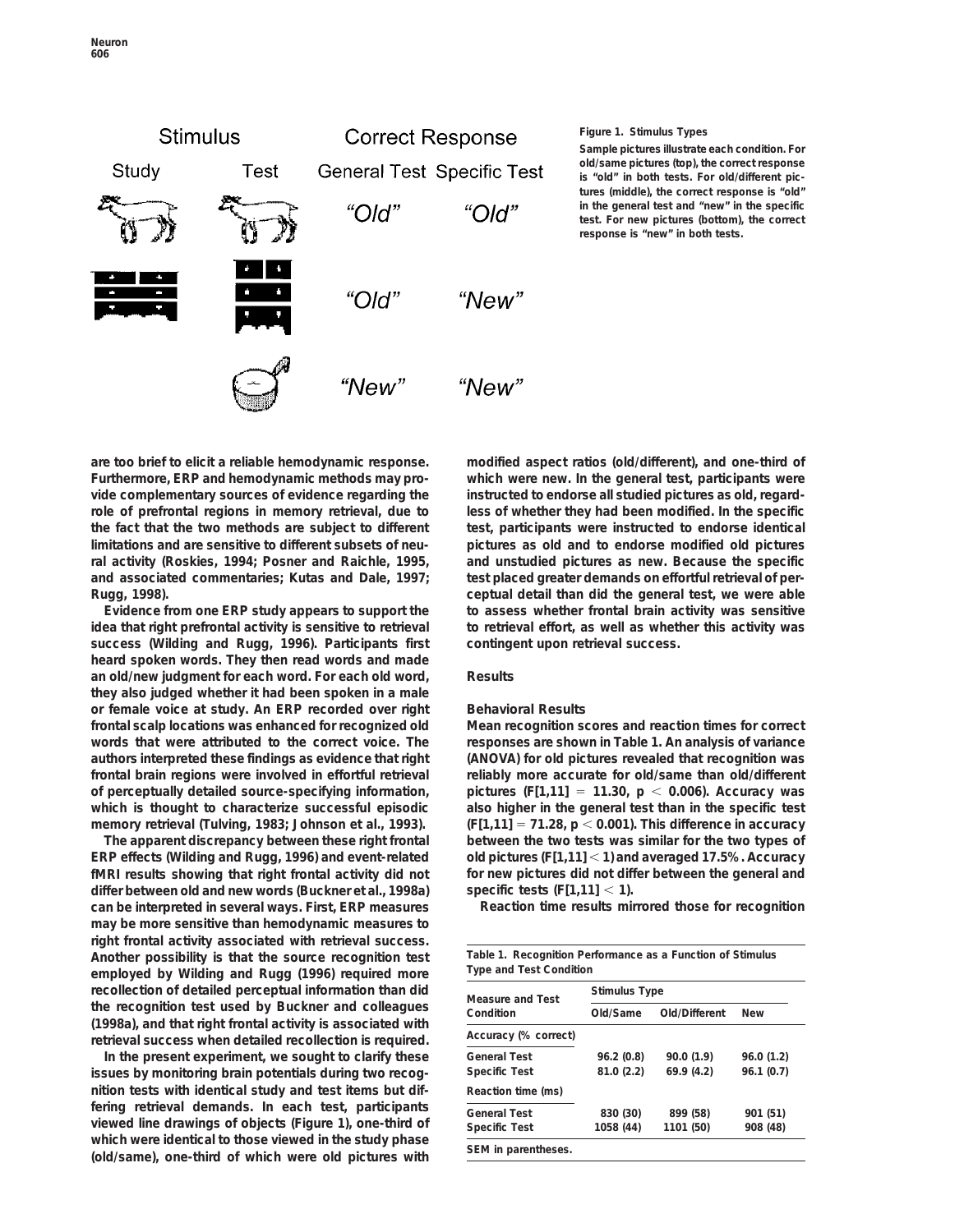| Stimulus | | Correct Response | |
| --- | --- | --- | --- |
| Study | Test | General Test | Specific Test |
| | | "Old" | "Old" |
| | | "Old" | "New" |
| | | "New" | "New" |

**Figure 1. Stimulus Types**

Sample pictures illustrate each condition. For old/same pictures (top), the correct response is "old" in both tests. For old/different pictures (middle), the correct response is "old" in the general test and "new" in the specific test. For new pictures (bottom), the correct response is "new" in both tests.

are too brief to elicit a reliable hemodynamic response. Furthermore, ERP and hemodynamic methods may provide complementary sources of evidence regarding the role of prefrontal regions in memory retrieval, due to the fact that the two methods are subject to different limitations and are sensitive to different subsets of neural activity (Roskies, 1994; Posner and Raichle, 1995, and associated commentaries; Kutas and Dale, 1997; Rugg, 1998).

Evidence from one ERP study appears to support the idea that right prefrontal activity is sensitive to retrieval success (Wilding and Rugg, 1996). Participants first heard spoken words. They then read words and made an old/new judgment for each word. For each old word, they also judged whether it had been spoken in a male or female voice at study. An ERP recorded over right frontal scalp locations was enhanced for recognized old words that were attributed to the correct voice. The authors interpreted these findings as evidence that right frontal brain regions were involved in effortful retrieval of perceptually detailed source-specifying information, which is thought to characterize successful episodic memory retrieval (Tulving, 1983; Johnson et al., 1993).

The apparent discrepancy between these right frontal ERP effects (Wilding and Rugg, 1996) and event-related fMRI results showing that right frontal activity did not differ between old and new words (Buckner et al., 1998a) can be interpreted in several ways. First, ERP measures may be more sensitive than hemodynamic measures to right frontal activity associated with retrieval success. Another possibility is that the source recognition test employed by Wilding and Rugg (1996) required more recollection of detailed perceptual information than did the recognition test used by Buckner and colleagues (1998a), and that right frontal activity is associated with retrieval success when detailed recollection is required.

In the present experiment, we sought to clarify these issues by monitoring brain potentials during two recognition tests with identical study and test items but differing retrieval demands. In each test, participants viewed line drawings of objects (Figure 1), one-third of which were identical to those viewed in the study phase (old/same), one-third of which were old pictures with modified aspect ratios (old/different), and one-third of which were new. In the general test, participants were instructed to endorse all studied pictures as old, regardless of whether they had been modified. In the specific test, participants were instructed to endorse identical pictures as old and to endorse modified old pictures and unstudied pictures as new. Because the specific test placed greater demands on effortful retrieval of perceptual detail than did the general test, we were able to assess whether frontal brain activity was sensitive to retrieval effort, as well as whether this activity was contingent upon retrieval success.

## Results

### Behavioral Results

Mean recognition scores and reaction times for correct responses are shown in Table 1. An analysis of variance (ANOVA) for old pictures revealed that recognition was reliably more accurate for old/same than old/different pictures ($F[1,11] = 11.30$, $p < 0.006$). Accuracy was also higher in the general test than in the specific test ($F[1,11] = 71.28$, $p < 0.001$). This difference in accuracy between the two tests was similar for the two types of old pictures ($F[1,11] < 1$) and averaged 17.5%. Accuracy for new pictures did not differ between the general and specific tests ($F[1,11] < 1$).

Reaction time results mirrored those for recognition

Table 1. Recognition Performance as a Function of Stimulus Type and Test Condition

| Measure and Test Condition | Stimulus Type | | |
| --- | --- | --- | --- |
| | Old/Same | Old/Different | New |
| **Accuracy (% correct)** | | | |
| General Test | 96.2 (0.8) | 90.0 (1.9) | 96.0 (1.2) |
| Specific Test | 81.0 (2.2) | 69.9 (4.2) | 96.1 (0.7) |
| **Reaction time (ms)** | | | |
| General Test | 830 (30) | 899 (58) | 901 (51) |
| Specific Test | 1058 (44) | 1101 (50) | 908 (48) |

SEM in parentheses.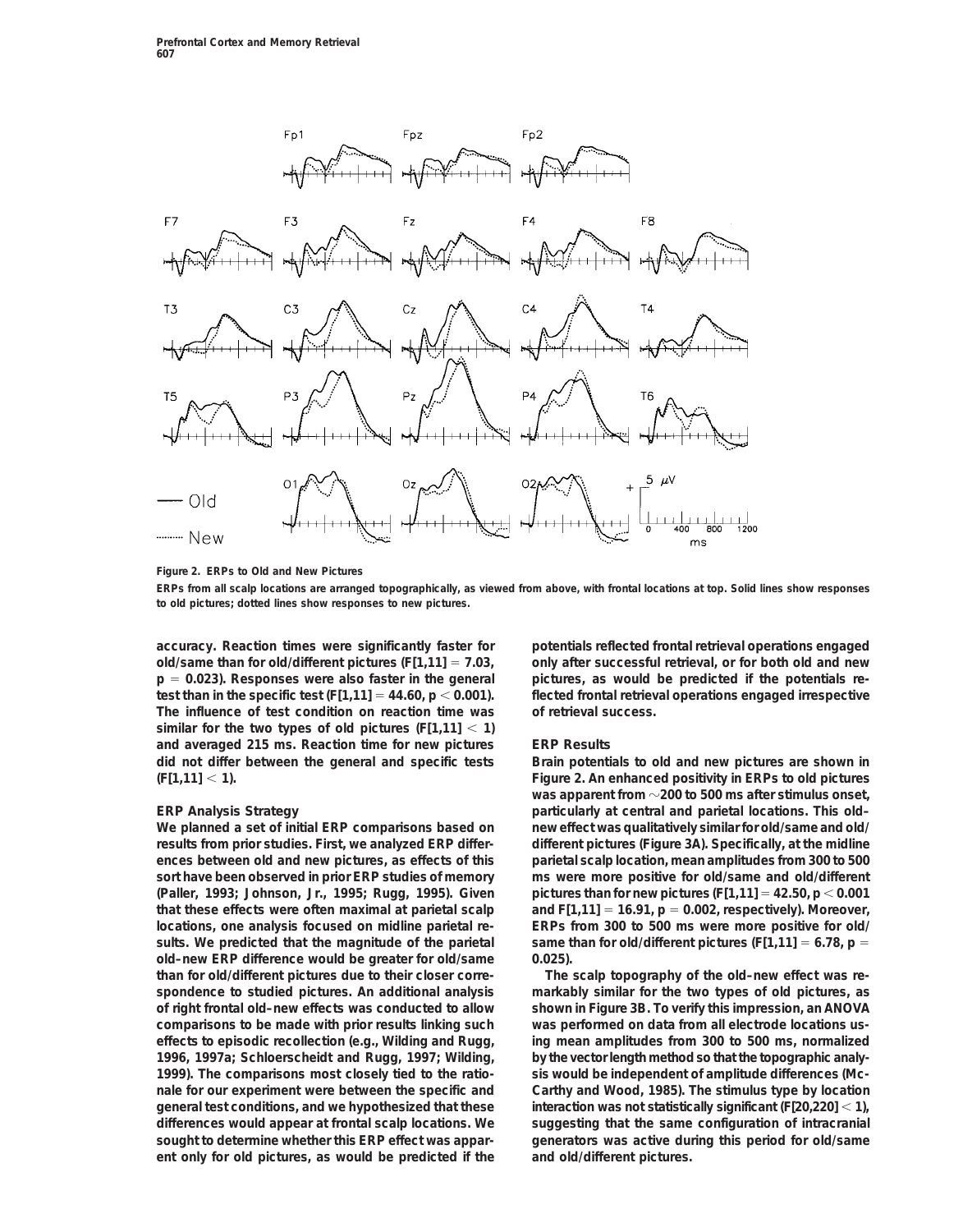Figure 2. ERPs to Old and New Pictures

ERPs from all scalp locations are arranged topographically, as viewed from above, with frontal locations at top. Solid lines show responses to old pictures; dotted lines show responses to new pictures.

accuracy. Reaction times were significantly faster for old/same than for old/different pictures ($F[1,11] = 7.03$, $p = 0.023$). Responses were also faster in the general test than in the specific test ($F[1,11] = 44.60$, $p < 0.001$). The influence of test condition on reaction time was similar for the two types of old pictures ($F[1,11] < 1$) and averaged 215 ms. Reaction time for new pictures did not differ between the general and specific tests ($F[1,11] < 1$).

## ERP Analysis Strategy

We planned a set of initial ERP comparisons based on results from prior studies. First, we analyzed ERP differences between old and new pictures, as effects of this sort have been observed in prior ERP studies of memory (Paller, 1993; Johnson, Jr., 1995; Rugg, 1995). Given that these effects were often maximal at parietal scalp locations, one analysis focused on midline parietal results. We predicted that the magnitude of the parietal old–new ERP difference would be greater for old/same than for old/different pictures due to their closer correspondence to studied pictures. An additional analysis of right frontal old–new effects was conducted to allow comparisons to be made with prior results linking such effects to episodic recollection (e.g., Wilding and Rugg, 1996, 1997a; Schloerscheidt and Rugg, 1997; Wilding, 1999). The comparisons most closely tied to the rationale for our experiment were between the specific and general test conditions, and we hypothesized that these differences would appear at frontal scalp locations. We sought to determine whether this ERP effect was apparent only for old pictures, as would be predicted if the potentials reflected frontal retrieval operations engaged only after successful retrieval, or for both old and new pictures, as would be predicted if the potentials reflected frontal retrieval operations engaged irrespective of retrieval success.

## ERP Results

Brain potentials to old and new pictures are shown in Figure 2. An enhanced positivity in ERPs to old pictures was apparent from ~200 to 500 ms after stimulus onset, particularly at central and parietal locations. This old–new effect was qualitatively similar for old/same and old/different pictures (Figure 3A). Specifically, at the midline parietal scalp location, mean amplitudes from 300 to 500 ms were more positive for old/same and old/different pictures than for new pictures ($F[1,11] = 42.50$, $p < 0.001$ and $F[1,11] = 16.91$, $p = 0.002$, respectively). Moreover, ERPs from 300 to 500 ms were more positive for old/same than for old/different pictures ($F[1,11] = 6.78$, $p = 0.025$).

The scalp topography of the old–new effect was remarkably similar for the two types of old pictures, as shown in Figure 3B. To verify this impression, an ANOVA was performed on data from all electrode locations using mean amplitudes from 300 to 500 ms, normalized by the vector length method so that the topographic analysis would be independent of amplitude differences (McCarthy and Wood, 1985). The stimulus type by location interaction was not statistically significant ($F[20,220] < 1$), suggesting that the same configuration of intracranial generators was active during this period for old/same and old/different pictures.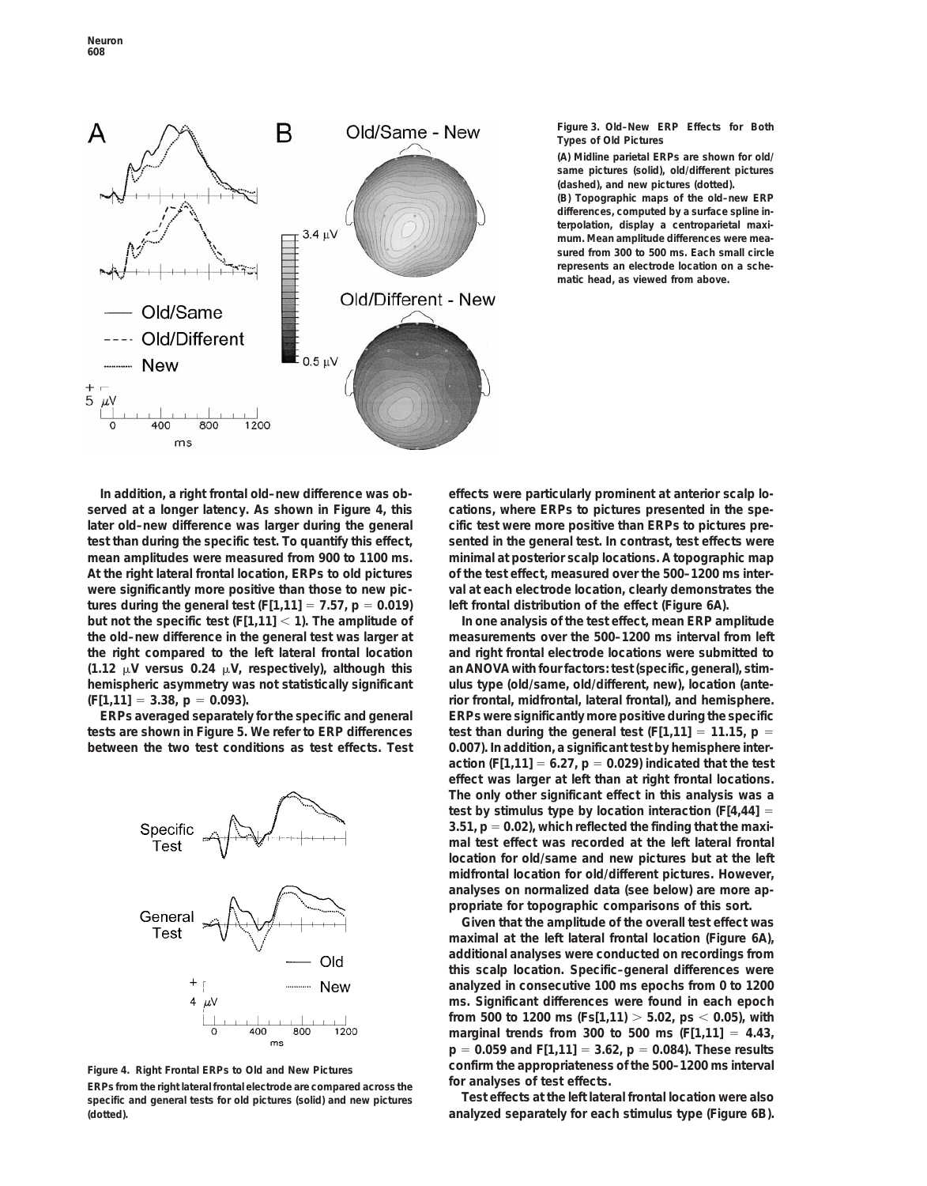**Figure 3. Old–New ERP Effects for Both Types of Old Pictures**

(A) Midline parietal ERPs are shown for old/same pictures (solid), old/different pictures (dashed), and new pictures (dotted).

(B) Topographic maps of the old–new ERP differences, computed by a surface spline interpolation, display a centroparietal maximum. Mean amplitude differences were measured from 300 to 500 ms. Each small circle represents an electrode location on a schematic head, as viewed from above.

In addition, a right frontal old–new difference was observed at a longer latency. As shown in Figure 4, this later old–new difference was larger during the general test than during the specific test. To quantify this effect, mean amplitudes were measured from 900 to 1100 ms. At the right lateral frontal location, ERPs to old pictures were significantly more positive than those to new pictures during the general test ($F[1,11] = 7.57$, $p = 0.019$) but not the specific test ($F[1,11] < 1$). The amplitude of the old–new difference in the general test was larger at the right compared to the left lateral frontal location (1.12 μV versus 0.24 μV, respectively), although this hemispheric asymmetry was not statistically significant ($F[1,11] = 3.38$, $p = 0.093$).

ERPs averaged separately for the specific and general tests are shown in Figure 5. We refer to ERP differences between the two test conditions as test effects. Test effects were particularly prominent at anterior scalp locations, where ERPs to pictures presented in the specific test were more positive than ERPs to pictures presented in the general test. In contrast, test effects were minimal at posterior scalp locations. A topographic map of the test effect, measured over the 500–1200 ms interval at each electrode location, clearly demonstrates the left frontal distribution of the effect (Figure 6A).

In one analysis of the test effect, mean ERP amplitude measurements over the 500–1200 ms interval from left and right frontal electrode locations were submitted to an ANOVA with four factors: test (specific, general), stimulus type (old/same, old/different, new), location (anterior frontal, midfrontal, lateral frontal), and hemisphere. ERPs were significantly more positive during the specific test than during the general test ($F[1,11] = 11.15$, $p = 0.007$). In addition, a significant test by hemisphere interaction ($F[1,11] = 6.27$, $p = 0.029$) indicated that the test effect was larger at left than at right frontal locations. The only other significant effect in this analysis was a test by stimulus type by location interaction ($F[4,44] = 3.51$, $p = 0.02$), which reflected the finding that the maximal test effect was recorded at the left lateral frontal location for old/same and new pictures but at the left midfrontal location for old/different pictures. However, analyses on normalized data (see below) are more appropriate for topographic comparisons of this sort.

Given that the amplitude of the overall test effect was maximal at the left lateral frontal location (Figure 6A), additional analyses were conducted on recordings from this scalp location. Specific–general differences were analyzed in consecutive 100 ms epochs from 0 to 1200 ms. Significant differences were found in each epoch from 500 to 1200 ms ($Fs[1,11] > 5.02$, $ps < 0.05$), with marginal trends from 300 to 500 ms ($F[1,11] = 4.43$, $p = 0.059$ and $F[1,11] = 3.62$, $p = 0.084$). These results confirm the appropriateness of the 500–1200 ms interval for analyses of test effects.

Test effects at the left lateral frontal location were also analyzed separately for each stimulus type (Figure 6B).

**Figure 4. Right Frontal ERPs to Old and New Pictures**

ERPs from the right lateral frontal electrode are compared across the specific and general tests for old pictures (solid) and new pictures (dotted).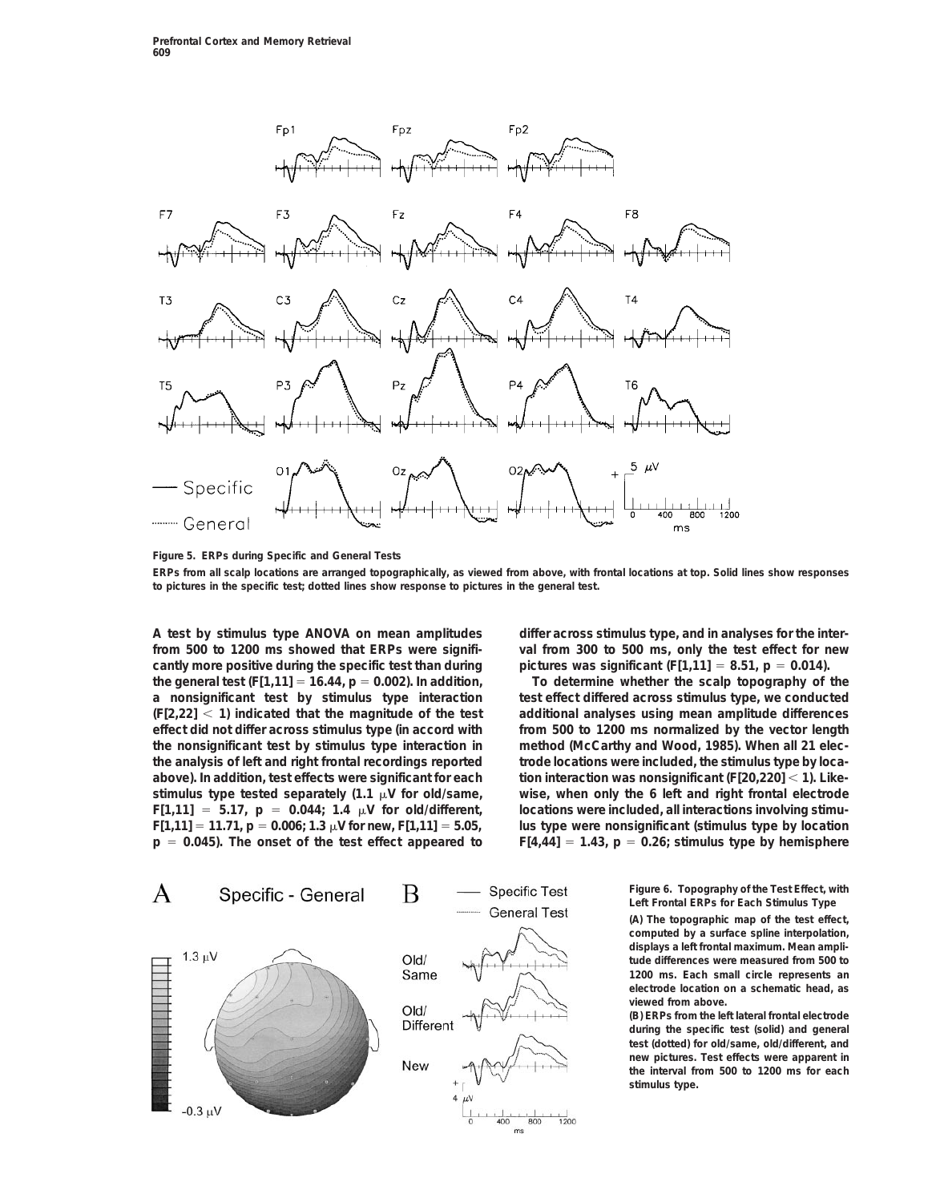**Figure 5. ERPs during Specific and General Tests**

ERPs from all scalp locations are arranged topographically, as viewed from above, with frontal locations at top. Solid lines show responses to pictures in the specific test; dotted lines show response to pictures in the general test.

A test by stimulus type ANOVA on mean amplitudes from 500 to 1200 ms showed that ERPs were significantly more positive during the specific test than during the general test ($F[1,11] = 16.44$, $p = 0.002$). In addition, a nonsignificant test by stimulus type interaction ($F[2,22] < 1$) indicated that the magnitude of the test effect did not differ across stimulus type (in accord with the nonsignificant test by stimulus type interaction in the analysis of left and right frontal recordings reported above). In addition, test effects were significant for each stimulus type tested separately (1.1 μV for old/same, $F[1,11] = 5.17$, $p = 0.044$; 1.4 μV for old/different, $F[1,11] = 11.71$, $p = 0.006$; 1.3 μV for new, $F[1,11] = 5.05$, $p = 0.045$). The onset of the test effect appeared to differ across stimulus type, and in analyses for the interval from 300 to 500 ms, only the test effect for new pictures was significant ($F[1,11] = 8.51$, $p = 0.014$).

To determine whether the scalp topography of the test effect differed across stimulus type, we conducted additional analyses using mean amplitude differences from 500 to 1200 ms normalized by the vector length method (McCarthy and Wood, 1985). When all 21 electrode locations were included, the stimulus type by location interaction was nonsignificant ($F[20,220] < 1$). Likewise, when only the 6 left and right frontal electrode locations were included, all interactions involving stimulus type were nonsignificant (stimulus type by location $F[4,44] = 1.43$, $p = 0.26$; stimulus type by hemisphere

**Figure 6. Topography of the Test Effect, with Left Frontal ERPs for Each Stimulus Type**

(A) The topographic map of the test effect, computed by a surface spline interpolation, displays a left frontal maximum. Mean amplitude differences were measured from 500 to 1200 ms. Each small circle represents an electrode location on a schematic head, as viewed from above.

(B) ERPs from the left lateral frontal electrode during the specific test (solid) and general test (dotted) for old/same, old/different, and new pictures. Test effects were apparent in the interval from 500 to 1200 ms for each stimulus type.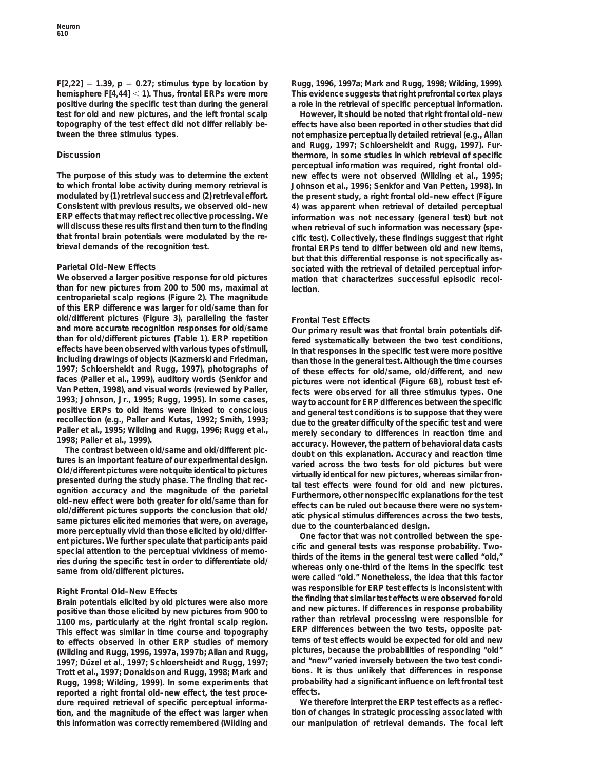$F[2,22] = 1.39$, $p = 0.27$; stimulus type by location by hemisphere $F[4,44] < 1$). Thus, frontal ERPs were more positive during the specific test than during the general test for old and new pictures, and the left frontal scalp topography of the test effect did not differ reliably between the three stimulus types.

## Discussion

The purpose of this study was to determine the extent to which frontal lobe activity during memory retrieval is modulated by (1) retrieval success and (2) retrieval effort. Consistent with previous results, we observed old–new ERP effects that may reflect recollective processing. We will discuss these results first and then turn to the finding that frontal brain potentials were modulated by the retrieval demands of the recognition test.

### Parietal Old–New Effects

We observed a larger positive response for old pictures than for new pictures from 200 to 500 ms, maximal at centroparietal scalp regions (Figure 2). The magnitude of this ERP difference was larger for old/same than for old/different pictures (Figure 3), paralleling the faster and more accurate recognition responses for old/same than for old/different pictures (Table 1). ERP repetition effects have been observed with various types of stimuli, including drawings of objects (Kazmerski and Friedman, 1997; Schloerscheidt and Rugg, 1997), photographs of faces (Paller et al., 1999), auditory words (Senkfor and Van Petten, 1998), and visual words (reviewed by Paller, 1993; Johnson, Jr., 1995; Rugg, 1995). In some cases, positive ERPs to old items were linked to conscious recollection (e.g., Paller and Kutas, 1992; Smith, 1993; Paller et al., 1995; Wilding and Rugg, 1996; Rugg et al., 1998; Paller et al., 1999).

The contrast between old/same and old/different pictures is an important feature of our experimental design. Old/different pictures were not quite identical to pictures presented during the study phase. The finding that recognition accuracy and the magnitude of the parietal old–new effect were both greater for old/same than for old/different pictures supports the conclusion that old/same pictures elicited memories that were, on average, more perceptually vivid than those elicited by old/different pictures. We further speculate that participants paid special attention to the perceptual vividness of memories during the specific test in order to differentiate old/same from old/different pictures.

### Right Frontal Old–New Effects

Brain potentials elicited by old pictures were also more positive than those elicited by new pictures from 900 to 1100 ms, particularly at the right frontal scalp region. This effect was similar in time course and topography to effects observed in other ERP studies of memory (Wilding and Rugg, 1996, 1997a, 1997b; Allan and Rugg, 1997; Düzel et al., 1997; Schloerscheidt and Rugg, 1997; Trott et al., 1997; Donaldson and Rugg, 1998; Mark and Rugg, 1998; Wilding, 1999). In some experiments that reported a right frontal old–new effect, the test procedure required retrieval of specific perceptual information, and the magnitude of the effect was larger when this information was correctly remembered (Wilding and Rugg, 1996, 1997a; Mark and Rugg, 1998; Wilding, 1999). This evidence suggests that right prefrontal cortex plays a role in the retrieval of specific perceptual information.

However, it should be noted that right frontal old–new effects have also been reported in other studies that did not emphasize perceptually detailed retrieval (e.g., Allan and Rugg, 1997; Schloerscheidt and Rugg, 1997). Furthermore, in some studies in which retrieval of specific perceptual information was required, right frontal old–new effects were not observed (Wilding et al., 1995; Johnson et al., 1996; Senkfor and Van Petten, 1998). In the present study, a right frontal old–new effect (Figure 4) was apparent when retrieval of detailed perceptual information was not necessary (general test) but not when retrieval of such information was necessary (specific test). Collectively, these findings suggest that right frontal ERPs tend to differ between old and new items, but that this differential response is not specifically associated with the retrieval of detailed perceptual information that characterizes successful episodic recollection.

### Frontal Test Effects

Our primary result was that frontal brain potentials differed systematically between the two test conditions, in that responses in the specific test were more positive than those in the general test. Although the time courses of these effects for old/same, old/different, and new pictures were not identical (Figure 6B), robust test effects were observed for all three stimulus types. One way to account for ERP differences between the specific and general test conditions is to suppose that they were due to the greater difficulty of the specific test and were merely secondary to differences in reaction time and accuracy. However, the pattern of behavioral data casts doubt on this explanation. Accuracy and reaction time varied across the two tests for old pictures but were virtually identical for new pictures, whereas similar frontal test effects were found for old and new pictures. Furthermore, other nonspecific explanations for the test effects can be ruled out because there were no systematic physical stimulus differences across the two tests, due to the counterbalanced design.

One factor that was not controlled between the specific and general tests was response probability. Two-thirds of the items in the general test were called "old," whereas only one-third of the items in the specific test were called "old." Nonetheless, the idea that this factor was responsible for ERP test effects is inconsistent with the finding that similar test effects were observed for old and new pictures. If differences in response probability rather than retrieval processing were responsible for ERP differences between the two tests, opposite patterns of test effects would be expected for old and new pictures, because the probabilities of responding "old" and "new" varied inversely between the two test conditions. It is thus unlikely that differences in response probability had a significant influence on left frontal test effects.

We therefore interpret the ERP test effects as a reflection of changes in strategic processing associated with our manipulation of retrieval demands. The focal left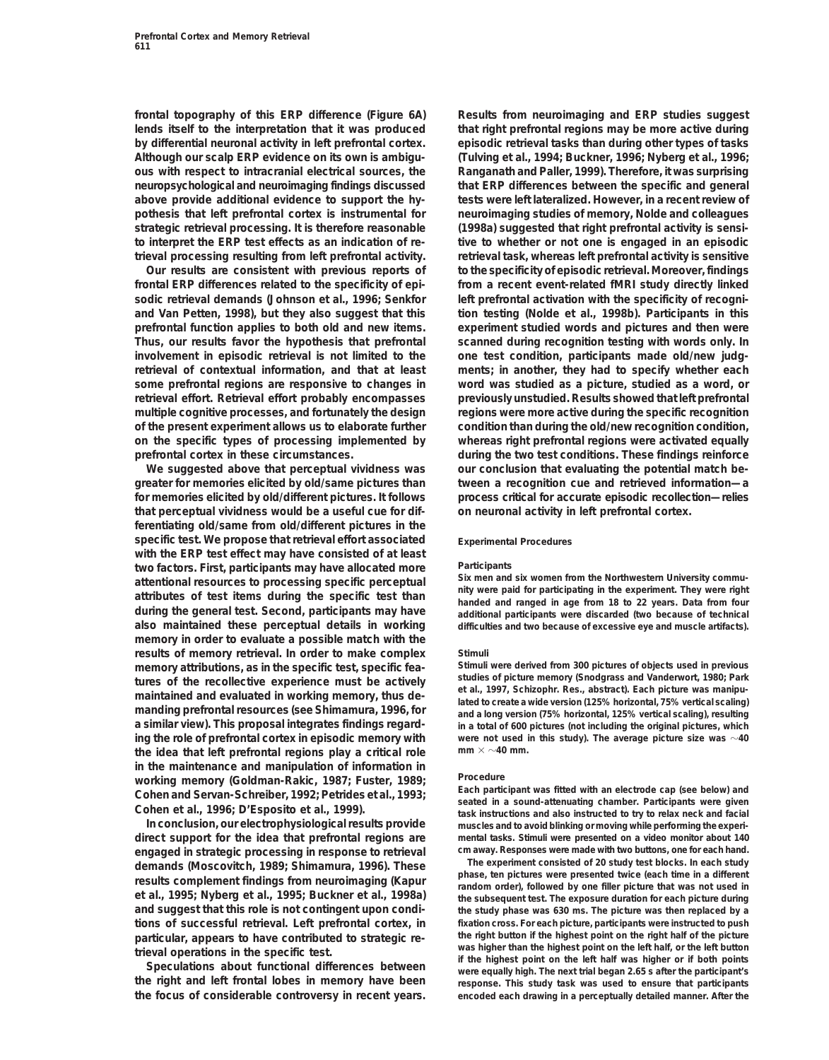frontal topography of this ERP difference (Figure 6A) lends itself to the interpretation that it was produced by differential neuronal activity in left prefrontal cortex. Although our scalp ERP evidence on its own is ambiguous with respect to intracranial electrical sources, the neuropsychological and neuroimaging findings discussed above provide additional evidence to support the hypothesis that left prefrontal cortex is instrumental for strategic retrieval processing. It is therefore reasonable to interpret the ERP test effects as an indication of retrieval processing resulting from left prefrontal activity.

Our results are consistent with previous reports of frontal ERP differences related to the specificity of episodic retrieval demands (Johnson et al., 1996; Senkfor and Van Petten, 1998), but they also suggest that this prefrontal function applies to both old and new items. Thus, our results favor the hypothesis that prefrontal involvement in episodic retrieval is not limited to the retrieval of contextual information, and that at least some prefrontal regions are responsive to changes in retrieval effort. Retrieval effort probably encompasses multiple cognitive processes, and fortunately the design of the present experiment allows us to elaborate further on the specific types of processing implemented by prefrontal cortex in these circumstances.

We suggested above that perceptual vividness was greater for memories elicited by old/same pictures than for memories elicited by old/different pictures. It follows that perceptual vividness would be a useful cue for differentiating old/same from old/different pictures in the specific test. We propose that retrieval effort associated with the ERP test effect may have consisted of at least two factors. First, participants may have allocated more attentional resources to processing specific perceptual attributes of test items during the specific test than during the general test. Second, participants may have also maintained these perceptual details in working memory in order to evaluate a possible match with the results of memory retrieval. In order to make complex memory attributions, as in the specific test, specific features of the recollective experience must be actively maintained and evaluated in working memory, thus demanding prefrontal resources (see Shimamura, 1996, for a similar view). This proposal integrates findings regarding the role of prefrontal cortex in episodic memory with the idea that left prefrontal regions play a critical role in the maintenance and manipulation of information in working memory (Goldman-Rakic, 1987; Fuster, 1989; Cohen and Servan-Schreiber, 1992; Petrides et al., 1993; Cohen et al., 1996; D'Esposito et al., 1999).

In conclusion, our electrophysiological results provide direct support for the idea that prefrontal regions are engaged in strategic processing in response to retrieval demands (Moscovitch, 1989; Shimamura, 1996). These results complement findings from neuroimaging (Kapur et al., 1995; Nyberg et al., 1995; Buckner et al., 1998a) and suggest that this role is not contingent upon conditions of successful retrieval. Left prefrontal cortex, in particular, appears to have contributed to strategic retrieval operations in the specific test.

Speculations about functional differences between the right and left frontal lobes in memory have been the focus of considerable controversy in recent years. Results from neuroimaging and ERP studies suggest that right prefrontal regions may be more active during episodic retrieval tasks than during other types of tasks (Tulving et al., 1994; Buckner, 1996; Nyberg et al., 1996; Ranganath and Paller, 1999). Therefore, it was surprising that ERP differences between the specific and general tests were left lateralized. However, in a recent review of neuroimaging studies of memory, Nolde and colleagues (1998a) suggested that right prefrontal activity is sensitive to whether or not one is engaged in an episodic retrieval task, whereas left prefrontal activity is sensitive to the specificity of episodic retrieval. Moreover, findings from a recent event-related fMRI study directly linked left prefrontal activation with the specificity of recognition testing (Nolde et al., 1998b). Participants in this experiment studied words and pictures and then were scanned during recognition testing with words only. In one test condition, participants made old/new judgments; in another, they had to specify whether each word was studied as a picture, studied as a word, or previously unstudied. Results showed that left prefrontal regions were more active during the specific recognition condition than during the old/new recognition condition, whereas right prefrontal regions were activated equally during the two test conditions. These findings reinforce our conclusion that evaluating the potential match between a recognition cue and retrieved information—a process critical for accurate episodic recollection—relies on neuronal activity in left prefrontal cortex.

## Experimental Procedures

### Participants

Six men and six women from the Northwestern University community were paid for participating in the experiment. They were right handed and ranged in age from 18 to 22 years. Data from four additional participants were discarded (two because of technical difficulties and two because of excessive eye and muscle artifacts).

### Stimuli

Stimuli were derived from 300 pictures of objects used in previous studies of picture memory (Snodgrass and Vanderwort, 1980; Park et al., 1997, Schizophr. Res., abstract). Each picture was manipulated to create a wide version (125% horizontal, 75% vertical scaling) and a long version (75% horizontal, 125% vertical scaling), resulting in a total of 600 pictures (not including the original pictures, which were not used in this study). The average picture size was ~40 mm × ~40 mm.

### Procedure

Each participant was fitted with an electrode cap (see below) and seated in a sound-attenuating chamber. Participants were given task instructions and also instructed to try to relax neck and facial muscles and to avoid blinking or moving while performing the experimental tasks. Stimuli were presented on a video monitor about 140 cm away. Responses were made with two buttons, one for each hand.

The experiment consisted of 20 study test blocks. In each study phase, ten pictures were presented twice (each time in a different random order), followed by one filler picture that was not used in the subsequent test. The exposure duration for each picture during the study phase was 630 ms. The picture was then replaced by a fixation cross. For each picture, participants were instructed to push the right button if the highest point on the right half of the picture was higher than the highest point on the left half, or the left button if the highest point on the left half was higher or if both points were equally high. The next trial began 2.65 s after the participant's response. This study task was used to ensure that participants encoded each drawing in a perceptually detailed manner. After the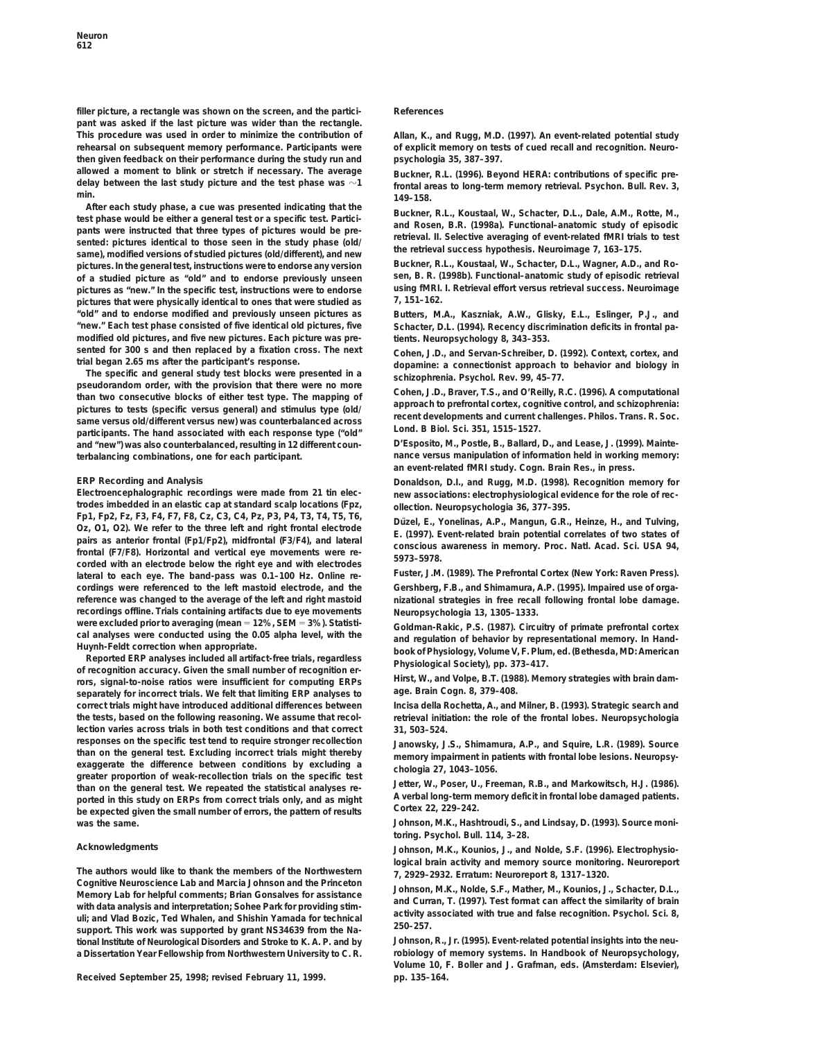filler picture, a rectangle was shown on the screen, and the participant was asked if the last picture was wider than the rectangle. This procedure was used in order to minimize the contribution of rehearsal on subsequent memory performance. Participants were then given feedback on their performance during the study run and allowed a moment to blink or stretch if necessary. The average delay between the last study picture and the test phase was ~1 min.

After each study phase, a cue was presented indicating that the test phase would be either a general test or a specific test. Participants were instructed that three types of pictures would be presented: pictures identical to those seen in the study phase (old/same), modified versions of studied pictures (old/different), and new pictures. In the general test, instructions were to endorse any version of a studied picture as "old" and to endorse previously unseen pictures as "new." In the specific test, instructions were to endorse pictures that were physically identical to ones that were studied as "old" and to endorse modified and previously unseen pictures as "new." Each test phase consisted of five identical old pictures, five modified old pictures, and five new pictures. Each picture was presented for 300 s and then replaced by a fixation cross. The next trial began 2.65 ms after the participant's response.

The specific and general study test blocks were presented in a pseudorandom order, with the provision that there were no more than two consecutive blocks of either test type. The mapping of pictures to tests (specific versus general) and stimulus type (old/same versus old/different versus new) was counterbalanced across participants. The hand associated with each response type ("old" and "new") was also counterbalanced, resulting in 12 different counterbalancing combinations, one for each participant.

## ERP Recording and Analysis

Electroencephalographic recordings were made from 21 tin electrodes imbedded in an elastic cap at standard scalp locations (Fpz, Fp1, Fp2, Fz, F3, F4, F7, F8, Cz, C3, C4, Pz, P3, P4, T3, T4, T5, T6, Oz, O1, O2). We refer to the three left and right frontal electrode pairs as anterior frontal (Fp1/Fp2), midfrontal (F3/F4), and lateral frontal (F7/F8). Horizontal and vertical eye movements were recorded with an electrode below the right eye and with electrodes lateral to each eye. The band-pass was 0.1–100 Hz. Online recordings were referenced to the left mastoid electrode, and the reference was changed to the average of the left and right mastoid recordings offline. Trials containing artifacts due to eye movements were excluded prior to averaging (mean = 12%, SEM = 3%). Statistical analyses were conducted using the 0.05 alpha level, with the Huynh-Feldt correction when appropriate.

Reported ERP analyses included all artifact-free trials, regardless of recognition accuracy. Given the small number of recognition errors, signal-to-noise ratios were insufficient for computing ERPs separately for incorrect trials. We felt that limiting ERP analyses to correct trials might have introduced additional differences between the tests, based on the following reasoning. We assume that recollection varies across trials in both test conditions and that correct responses on the specific test tend to require stronger recollection than on the general test. Excluding incorrect trials might thereby exaggerate the difference between conditions by excluding a greater proportion of weak-recollection trials on the specific test than on the general test. We repeated the statistical analyses reported in this study on ERPs from correct trials only, and as might be expected given the small number of errors, the pattern of results was the same.

## Acknowledgments

The authors would like to thank the members of the Northwestern Cognitive Neuroscience Lab and Marcia Johnson and the Princeton Memory Lab for helpful comments; Brian Gonsalves for assistance with data analysis and interpretation; Sohee Park for providing stimuli; and Vlad Bozic, Ted Whalen, and Shishin Yamada for technical support. This work was supported by grant NS34639 from the National Institute of Neurological Disorders and Stroke to K. A. P. and by a Dissertation Year Fellowship from Northwestern University to C. R.

Received September 25, 1998; revised February 11, 1999.

## References

Allan, K., and Rugg, M.D. (1997). An event-related potential study of explicit memory on tests of cued recall and recognition. Neuropsychologia 35, 387–397.

Buckner, R.L. (1996). Beyond HERA: contributions of specific prefrontal areas to long-term memory retrieval. Psychon. Bull. Rev. 3, 149–158.

Buckner, R.L., Koustaal, W., Schacter, D.L., Dale, A.M., Rotte, M., and Rosen, B.R. (1998a). Functional–anatomic study of episodic retrieval. II. Selective averaging of event-related fMRI trials to test the retrieval success hypothesis. Neuroimage 7, 163–175.

Buckner, R.L., Koustaal, W., Schacter, D.L., Wagner, A.D., and Rosen, B. R. (1998b). Functional–anatomic study of episodic retrieval using fMRI. I. Retrieval effort versus retrieval success. Neuroimage 7, 151–162.

Butters, M.A., Kaszniak, A.W., Glisky, E.L., Eslinger, P.J., and Schacter, D.L. (1994). Recency discrimination deficits in frontal patients. Neuropsychology 8, 343–353.

Cohen, J.D., and Servan-Schreiber, D. (1992). Context, cortex, and dopamine: a connectionist approach to behavior and biology in schizophrenia. Psychol. Rev. 99, 45–77.

Cohen, J.D., Braver, T.S., and O'Reilly, R.C. (1996). A computational approach to prefrontal cortex, cognitive control, and schizophrenia: recent developments and current challenges. Philos. Trans. R. Soc. Lond. B Biol. Sci. 351, 1515–1527.

D'Esposito, M., Postle, B., Ballard, D., and Lease, J. (1999). Maintenance versus manipulation of information held in working memory: an event-related fMRI study. Cogn. Brain Res., in press.

Donaldson, D.I., and Rugg, M.D. (1998). Recognition memory for new associations: electrophysiological evidence for the role of recollection. Neuropsychologia 36, 377–395.

Düzel, E., Yonelinas, A.P., Mangun, G.R., Heinze, H., and Tulving, E. (1997). Event-related brain potential correlates of two states of conscious awareness in memory. Proc. Natl. Acad. Sci. USA 94, 5973–5978.

Fuster, J.M. (1989). The Prefrontal Cortex (New York: Raven Press).

Gershberg, F.B., and Shimamura, A.P. (1995). Impaired use of organizational strategies in free recall following frontal lobe damage. Neuropsychologia 13, 1305–1333.

Goldman-Rakic, P.S. (1987). Circuitry of primate prefrontal cortex and regulation of behavior by representational memory. In Handbook of Physiology, Volume V, F. Plum, ed. (Bethesda, MD: American Physiological Society), pp. 373–417.

Hirst, W., and Volpe, B.T. (1988). Memory strategies with brain damage. Brain Cogn. 8, 379–408.

Incisa della Rochetta, A., and Milner, B. (1993). Strategic search and retrieval initiation: the role of the frontal lobes. Neuropsychologia 31, 503–524.

Janowsky, J.S., Shimamura, A.P., and Squire, L.R. (1989). Source memory impairment in patients with frontal lobe lesions. Neuropsychologia 27, 1043–1056.

Jetter, W., Poser, U., Freeman, R.B., and Markowitsch, H.J. (1986). A verbal long-term memory deficit in frontal lobe damaged patients. Cortex 22, 229–242.

Johnson, M.K., Hashtroudi, S., and Lindsay, D. (1993). Source monitoring. Psychol. Bull. 114, 3–28.

Johnson, M.K., Kounios, J., and Nolde, S.F. (1996). Electrophysiological brain activity and memory source monitoring. Neuroreport 7, 2929–2932. Erratum: Neuroreport 8, 1317–1320.

Johnson, M.K., Nolde, S.F., Mather, M., Kounios, J., Schacter, D.L., and Curran, T. (1997). Test format can affect the similarity of brain activity associated with true and false recognition. Psychol. Sci. 8, 250–257.

Johnson, R., Jr. (1995). Event-related potential insights into the neurobiology of memory systems. In Handbook of Neuropsychology, Volume 10, F. Boller and J. Grafman, eds. (Amsterdam: Elsevier), pp. 135–164.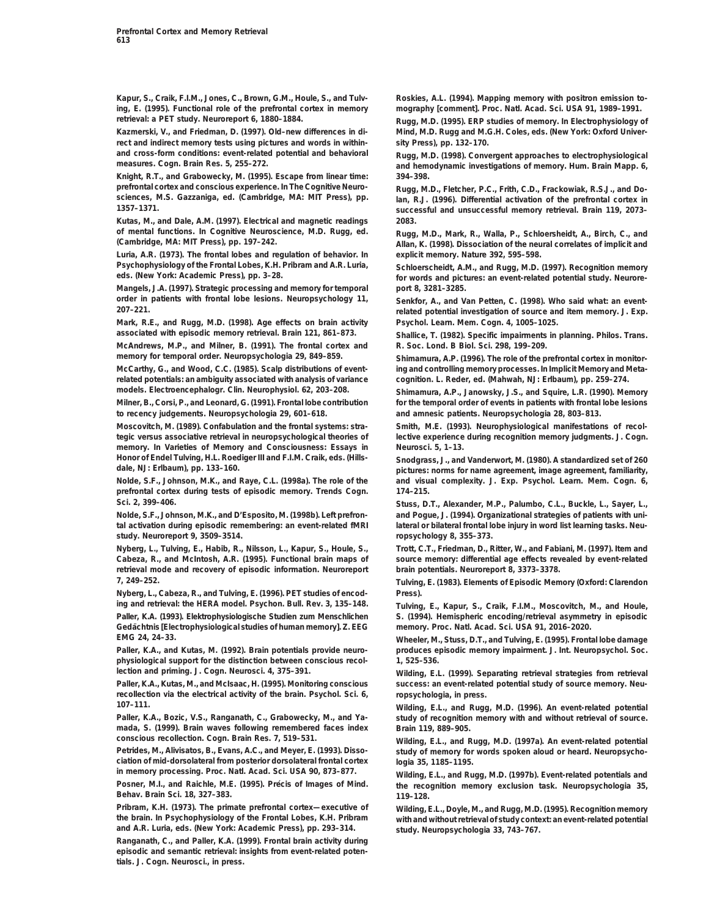Kapur, S., Craik, F.I.M., Jones, C., Brown, G.M., Houle, S., and Tulving, E. (1995). Functional role of the prefrontal cortex in memory retrieval: a PET study. Neuroreport 6, 1880–1884.

Kazmerski, V., and Friedman, D. (1997). Old–new differences in direct and indirect memory tests using pictures and words in within- and cross-form conditions: event-related potential and behavioral measures. Cogn. Brain Res. 5, 255–272.

Knight, R.T., and Grabowecky, M. (1995). Escape from linear time: prefrontal cortex and conscious experience. In The Cognitive Neurosciences, M.S. Gazzaniga, ed. (Cambridge, MA: MIT Press), pp. 1357–1371.

Kutas, M., and Dale, A.M. (1997). Electrical and magnetic readings of mental functions. In Cognitive Neuroscience, M.D. Rugg, ed. (Cambridge, MA: MIT Press), pp. 197–242.

Luria, A.R. (1973). The frontal lobes and regulation of behavior. In Psychophysiology of the Frontal Lobes, K.H. Pribram and A.R. Luria, eds. (New York: Academic Press), pp. 3–28.

Mangels, J.A. (1997). Strategic processing and memory for temporal order in patients with frontal lobe lesions. Neuropsychology 11, 207–221.

Mark, R.E., and Rugg, M.D. (1998). Age effects on brain activity associated with episodic memory retrieval. Brain 121, 861–873.

McAndrews, M.P., and Milner, B. (1991). The frontal cortex and memory for temporal order. Neuropsychologia 29, 849–859.

McCarthy, G., and Wood, C.C. (1985). Scalp distributions of event-related potentials: an ambiguity associated with analysis of variance models. Electroencephalogr. Clin. Neurophysiol. 62, 203–208.

Milner, B., Corsi, P., and Leonard, G. (1991). Frontal lobe contribution to recency judgements. Neuropsychologia 29, 601–618.

Moscovitch, M. (1989). Confabulation and the frontal systems: strategic versus associative retrieval in neuropsychological theories of memory. In Varieties of Memory and Consciousness: Essays in Honor of Endel Tulving, H.L. Roediger III and F.I.M. Craik, eds. (Hillsdale, NJ: Erlbaum), pp. 133–160.

Nolde, S.F., Johnson, M.K., and Raye, C.L. (1998a). The role of the prefrontal cortex during tests of episodic memory. Trends Cogn. Sci. 2, 399–406.

Nolde, S.F., Johnson, M.K., and D'Esposito, M. (1998b). Left prefrontal activation during episodic remembering: an event-related fMRI study. Neuroreport 9, 3509–3514.

Nyberg, L., Tulving, E., Habib, R., Nilsson, L., Kapur, S., Houle, S., Cabeza, R., and McIntosh, A.R. (1995). Functional brain maps of retrieval mode and recovery of episodic information. Neuroreport 7, 249–252.

Nyberg, L., Cabeza, R., and Tulving, E. (1996). PET studies of encoding and retrieval: the HERA model. Psychon. Bull. Rev. 3, 135–148.

Paller, K.A. (1993). Elektrophysiologische Studien zum Menschlichen Gedächtnis [Electrophysiological studies of human memory]. Z. EEG EMG 24, 24–33.

Paller, K.A., and Kutas, M. (1992). Brain potentials provide neurophysiological support for the distinction between conscious recollection and priming. J. Cogn. Neurosci. 4, 375–391.

Paller, K.A., Kutas, M., and McIsaac, H. (1995). Monitoring conscious recollection via the electrical activity of the brain. Psychol. Sci. 6, 107–111.

Paller, K.A., Bozic, V.S., Ranganath, C., Grabowecky, M., and Yamada, S. (1999). Brain waves following remembered faces index conscious recollection. Cogn. Brain Res. 7, 519–531.

Petrides, M., Alivisatos, B., Evans, A.C., and Meyer, E. (1993). Dissociation of mid-dorsolateral from posterior dorsolateral frontal cortex in memory processing. Proc. Natl. Acad. Sci. USA 90, 873–877.

Posner, M.I., and Raichle, M.E. (1995). Précis of Images of Mind. Behav. Brain Sci. 18, 327–383.

Pribram, K.H. (1973). The primate prefrontal cortex—executive of the brain. In Psychophysiology of the Frontal Lobes, K.H. Pribram and A.R. Luria, eds. (New York: Academic Press), pp. 293–314.

Ranganath, C., and Paller, K.A. (1999). Frontal brain activity during episodic and semantic retrieval: insights from event-related potentials. J. Cogn. Neurosci., in press.

Roskies, A.L. (1994). Mapping memory with positron emission tomography [comment]. Proc. Natl. Acad. Sci. USA 91, 1989–1991.

Rugg, M.D. (1995). ERP studies of memory. In Electrophysiology of Mind, M.D. Rugg and M.G.H. Coles, eds. (New York: Oxford University Press), pp. 132–170.

Rugg, M.D. (1998). Convergent approaches to electrophysiological and hemodynamic investigations of memory. Hum. Brain Mapp. 6, 394–398.

Rugg, M.D., Fletcher, P.C., Frith, C.D., Frackowiak, R.S.J., and Dolan, R.J. (1996). Differential activation of the prefrontal cortex in successful and unsuccessful memory retrieval. Brain 119, 2073–2083.

Rugg, M.D., Mark, R., Walla, P., Schloersheidt, A., Birch, C., and Allan, K. (1998). Dissociation of the neural correlates of implicit and explicit memory. Nature 392, 595–598.

Schloerscheidt, A.M., and Rugg, M.D. (1997). Recognition memory for words and pictures: an event-related potential study. Neuroreport 8, 3281–3285.

Senkfor, A., and Van Petten, C. (1998). Who said what: an event-related potential investigation of source and item memory. J. Exp. Psychol. Learn. Mem. Cogn. 4, 1005–1025.

Shallice, T. (1982). Specific impairments in planning. Philos. Trans. R. Soc. Lond. B Biol. Sci. 298, 199–209.

Shimamura, A.P. (1996). The role of the prefrontal cortex in monitoring and controlling memory processes. In Implicit Memory and Metacognition. L. Reder, ed. (Mahwah, NJ: Erlbaum), pp. 259–274.

Shimamura, A.P., Janowsky, J.S., and Squire, L.R. (1990). Memory for the temporal order of events in patients with frontal lobe lesions and amnesic patients. Neuropsychologia 28, 803–813.

Smith, M.E. (1993). Neurophysiological manifestations of recollective experience during recognition memory judgments. J. Cogn. Neurosci. 5, 1–13.

Snodgrass, J., and Vanderwort, M. (1980). A standardized set of 260 pictures: norms for name agreement, image agreement, familiarity, and visual complexity. J. Exp. Psychol. Learn. Mem. Cogn. 6, 174–215.

Stuss, D.T., Alexander, M.P., Palumbo, C.L., Buckle, L., Sayer, L., and Pogue, J. (1994). Organizational strategies of patients with unilateral or bilateral frontal lobe injury in word list learning tasks. Neuropsychology 8, 355–373.

Trott, C.T., Friedman, D., Ritter, W., and Fabiani, M. (1997). Item and source memory: differential age effects revealed by event-related brain potentials. Neuroreport 8, 3373–3378.

Tulving, E. (1983). Elements of Episodic Memory (Oxford: Clarendon Press).

Tulving, E., Kapur, S., Craik, F.I.M., Moscovitch, M., and Houle, S. (1994). Hemispheric encoding/retrieval asymmetry in episodic memory. Proc. Natl. Acad. Sci. USA 91, 2016–2020.

Wheeler, M., Stuss, D.T., and Tulving, E. (1995). Frontal lobe damage produces episodic memory impairment. J. Int. Neuropsychol. Soc. 1, 525–536.

Wilding, E.L. (1999). Separating retrieval strategies from retrieval success: an event-related potential study of source memory. Neuropsychologia, in press.

Wilding, E.L., and Rugg, M.D. (1996). An event-related potential study of recognition memory with and without retrieval of source. Brain 119, 889–905.

Wilding, E.L., and Rugg, M.D. (1997a). An event-related potential study of memory for words spoken aloud or heard. Neuropsychologia 35, 1185–1195.

Wilding, E.L., and Rugg, M.D. (1997b). Event-related potentials and the recognition memory exclusion task. Neuropsychologia 35, 119–128.

Wilding, E.L., Doyle, M., and Rugg, M.D. (1995). Recognition memory with and without retrieval of study context: an event-related potential study. Neuropsychologia 33, 743–767.